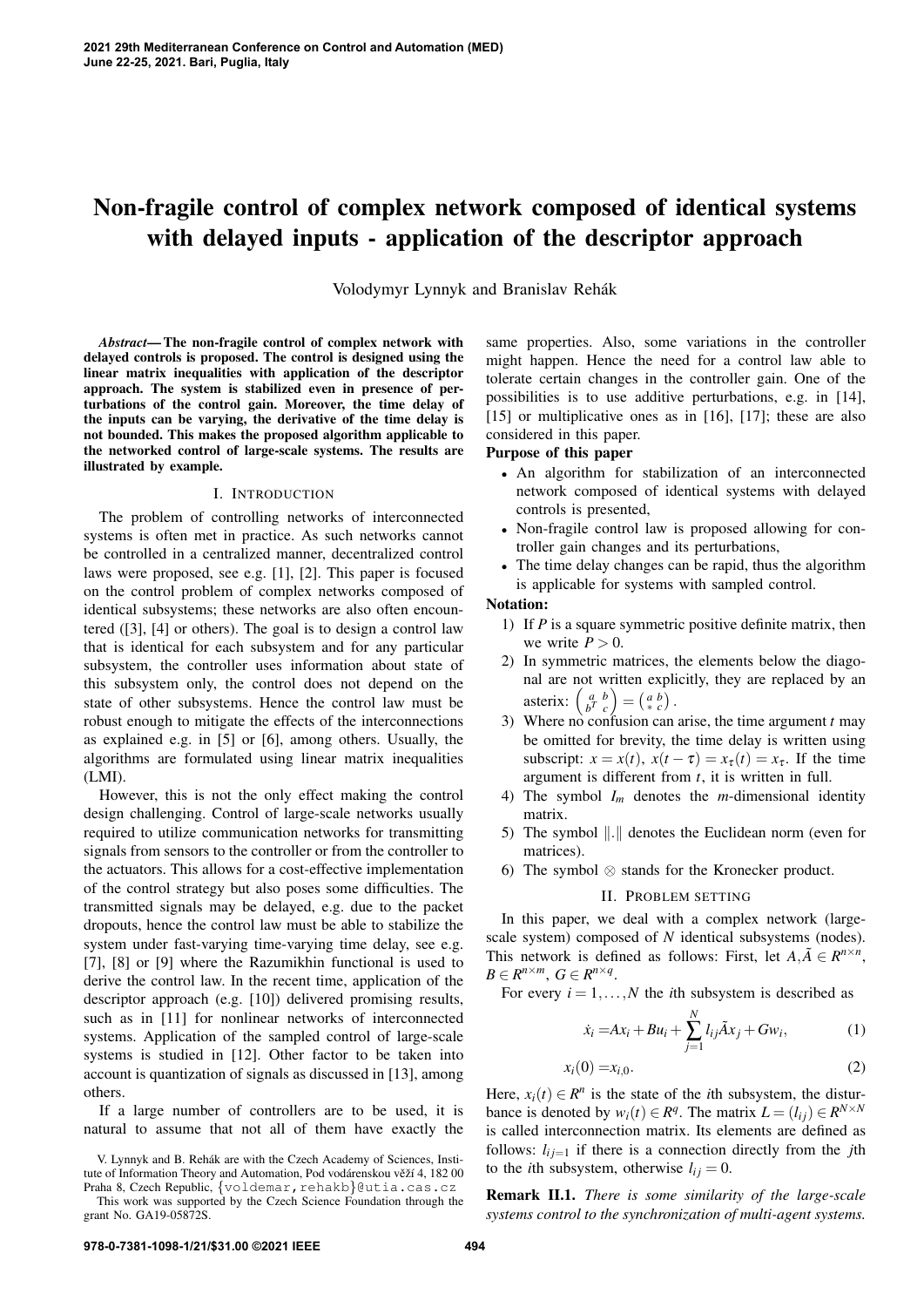# Non-fragile control of complex network composed of identical systems with delayed inputs - application of the descriptor approach

Volodymyr Lynnyk and Branislav Rehák

***Abstract*— The non-fragile control of complex network with delayed controls is proposed. The control is designed using the linear matrix inequalities with application of the descriptor approach. The system is stabilized even in presence of perturbations of the control gain. Moreover, the time delay of the inputs can be varying, the derivative of the time delay is not bounded. This makes the proposed algorithm applicable to the networked control of large-scale systems. The results are illustrated by example.**

## I. INTRODUCTION

The problem of controlling networks of interconnected systems is often met in practice. As such networks cannot be controlled in a centralized manner, decentralized control laws were proposed, see e.g. [1], [2]. This paper is focused on the control problem of complex networks composed of identical subsystems; these networks are also often encountered ([3], [4] or others). The goal is to design a control law that is identical for each subsystem and for any particular subsystem, the controller uses information about state of this subsystem only, the control does not depend on the state of other subsystems. Hence the control law must be robust enough to mitigate the effects of the interconnections as explained e.g. in [5] or [6], among others. Usually, the algorithms are formulated using linear matrix inequalities (LMI).

However, this is not the only effect making the control design challenging. Control of large-scale networks usually required to utilize communication networks for transmitting signals from sensors to the controller or from the controller to the actuators. This allows for a cost-effective implementation of the control strategy but also poses some difficulties. The transmitted signals may be delayed, e.g. due to the packet dropouts, hence the control law must be able to stabilize the system under fast-varying time-varying time delay, see e.g. [7], [8] or [9] where the Razumikhin functional is used to derive the control law. In the recent time, application of the descriptor approach (e.g. [10]) delivered promising results, such as in [11] for nonlinear networks of interconnected systems. Application of the sampled control of large-scale systems is studied in [12]. Other factor to be taken into account is quantization of signals as discussed in [13], among others.

If a large number of controllers are to be used, it is natural to assume that not all of them have exactly the same properties. Also, some variations in the controller might happen. Hence the need for a control law able to tolerate certain changes in the controller gain. One of the possibilities is to use additive perturbations, e.g. in [14], [15] or multiplicative ones as in [16], [17]; these are also considered in this paper.

**Purpose of this paper**

- An algorithm for stabilization of an interconnected network composed of identical systems with delayed controls is presented,
- Non-fragile control law is proposed allowing for controller gain changes and its perturbations,
- The time delay changes can be rapid, thus the algorithm is applicable for systems with sampled control.

**Notation:**

1) If $P$ is a square symmetric positive definite matrix, then we write $P > 0$.
2) In symmetric matrices, the elements below the diagonal are not written explicitly, they are replaced by an asterix: $\begin{pmatrix} a & b \\ b^T & c \end{pmatrix} = \begin{pmatrix} a & b \\ * & c \end{pmatrix}$.
3) Where no confusion can arise, the time argument $t$ may be omitted for brevity, the time delay is written using subscript: $x = x(t)$, $x(t-\tau) = x_\tau(t) = x_\tau$. If the time argument is different from $t$, it is written in full.
4) The symbol $I_m$ denotes the $m$-dimensional identity matrix.
5) The symbol $\|.\|$ denotes the Euclidean norm (even for matrices).
6) The symbol $\otimes$ stands for the Kronecker product.

## II. PROBLEM SETTING

In this paper, we deal with a complex network (large-scale system) composed of $N$ identical subsystems (nodes). This network is defined as follows: First, let $A, \tilde{A} \in R^{n \times n}$, $B \in R^{n \times m}$, $G \in R^{n \times q}$.

For every $i = 1, \dots, N$ the $i$th subsystem is described as

$$\dot{x}_i = Ax_i + Bu_i + \sum_{j=1}^{N} l_{ij} \tilde{A} x_j + Gw_i, \tag{1}$$

$$x_i(0) = x_{i,0}. \tag{2}$$

Here, $x_i(t) \in R^n$ is the state of the $i$th subsystem, the disturbance is denoted by $w_i(t) \in R^q$. The matrix $L = (l_{ij}) \in R^{N \times N}$ is called interconnection matrix. Its elements are defined as follows: $l_{ij=1}$ if there is a connection directly from the $j$th to the $i$th subsystem, otherwise $l_{ij} = 0$.

**Remark II.1.** *There is some similarity of the large-scale systems control to the synchronization of multi-agent systems.*

V. Lynnyk and B. Rehák are with the Czech Academy of Sciences, Institute of Information Theory and Automation, Pod vodárenskou věží 4, 182 00 Praha 8, Czech Republic, {voldemar,rehakb}@utia.cas.cz

This work was supported by the Czech Science Foundation through the grant No. GA19-05872S.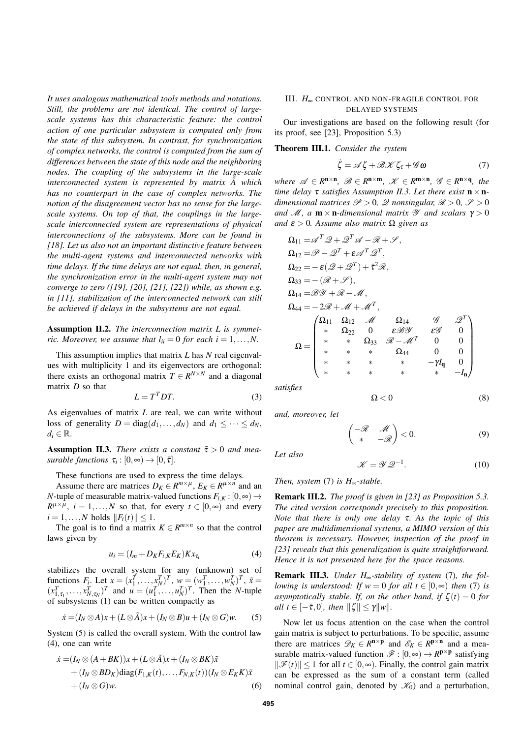*It uses analogous mathematical tools methods and notations. Still, the problems are not identical. The control of large-scale systems has this characteristic feature: the control action of one particular subsystem is computed only from the state of this subsystem. In contrast, for synchronization of complex networks, the control is computed from the sum of differences between the state of this node and the neighboring nodes. The coupling of the subsystems in the large-scale interconnected system is represented by matrix $\tilde{A}$ which has no counterpart in the case of complex networks. The notion of the disagreement vector has no sense for the large-scale systems. On top of that, the couplings in the large-scale interconnected system are representations of physical interconnections of the subsystems. More can be found in [18]. Let us also not an important distinctive feature between the multi-agent systems and interconnected networks with time delays. If the time delays are not equal, then, in general, the synchronization error in the multi-agent system may not converge to zero ([19], [20], [21], [22]) while, as shown e.g. in [11], stabilization of the interconnected network can still be achieved if delays in the subsystems are not equal.*

**Assumption II.2.** *The interconnection matrix $L$ is symmetric. Moreover, we assume that $l_{ii} = 0$ for each $i = 1, \ldots, N$.*

This assumption implies that matrix $L$ has $N$ real eigenvalues with multiplicity 1 and its eigenvectors are orthogonal: there exists an orthogonal matrix $T \in R^{N\times N}$ and a diagonal matrix $D$ so that

$$L = T^T DT. \tag{3}$$

As eigenvalues of matrix $L$ are real, we can write without loss of generality $D = \mathrm{diag}(d_1, \ldots, d_N)$ and $d_1 \leq \cdots \leq d_N$, $d_i \in \mathbb{R}$.

**Assumption II.3.** *There exists a constant $\bar{\tau} > 0$ and measurable functions $\tau_i : [0,\infty) \to [0, \bar{\tau}]$.*

These functions are used to express the time delays.

Assume there are matrices $D_K \in R^{m\times\mu}$, $E_K \in R^{\mu\times n}$ and an $N$-tuple of measurable matrix-valued functions $F_{i,K} : [0,\infty) \to R^{\mu\times\mu}$, $i = 1, \ldots, N$ so that, for every $t \in [0,\infty)$ and every $i = 1, \ldots, N$ holds $\|F_i(t)\| \leq 1$.

The goal is to find a matrix $K \in R^{m\times n}$ so that the control laws given by

$$u_i = (I_m + D_K F_{i,K} E_K)K x_{\tau_i} \tag{4}$$

stabilizes the overall system for any (unknown) set of functions $F_i$. Let $x = (x_1^T, \ldots, x_N^T)^T$, $w = (w_1^T, \ldots, w_N^T)^T$, $\tilde{x} = (x_{1,\tau_1}^T, \ldots, x_{N,\tau_N}^T)^T$ and $u = (u_1^T, \ldots, u_N^T)^T$. Then the $N$-tuple of subsystems (1) can be written compactly as

$$\dot{x} = (I_N \otimes A)x + (L \otimes \tilde{A})x + (I_N \otimes B)u + (I_N \otimes G)w. \tag{5}$$

System (5) is called the overall system. With the control law (4), one can write

$$\begin{aligned}\dot{x} =& (I_N \otimes (A + BK))x + (L \otimes \tilde{A})x + (I_N \otimes BK)\tilde{x} \\ &+ (I_N \otimes BD_K)\mathrm{diag}(F_{1,K}(t), \ldots, F_{N,K}(t))(I_N \otimes E_K K)\tilde{x} \\ &+ (I_N \otimes G)w. \end{aligned} \tag{6}$$

## III. $H_\infty$ CONTROL AND NON-FRAGILE CONTROL FOR DELAYED SYSTEMS

Our investigations are based on the following result (for its proof, see [23], Proposition 5.3)

**Theorem III.1.** *Consider the system*

$$\dot{\zeta} = \mathscr{A}\zeta + \mathscr{B}\mathscr{K}\zeta_\tau + \mathscr{G}\omega \tag{7}$$

*where $\mathscr{A} \in R^{\mathbf{n}\times\mathbf{n}}$, $\mathscr{B} \in R^{\mathbf{n}\times\mathbf{m}}$, $\mathscr{K} \in R^{\mathbf{m}\times\mathbf{n}}$, $\mathscr{G} \in R^{\mathbf{n}\times\mathbf{q}}$, the time delay $\tau$ satisfies Assumption II.3. Let there exist $\mathbf{n}\times\mathbf{n}$-dimensional matrices $\mathscr{P} > 0$, $\mathscr{Q}$ nonsingular, $\mathscr{R} > 0$, $\mathscr{S} > 0$ and $\mathscr{M}$, a $\mathbf{m}\times\mathbf{n}$-dimensional matrix $\mathscr{Y}$ and scalars $\gamma > 0$ and $\varepsilon > 0$. Assume also matrix $\Omega$ given as*

$$\begin{aligned}
\Omega_{11} &= \mathscr{A}^T\mathscr{Q} + \mathscr{Q}^T\mathscr{A} - \mathscr{R} + \mathscr{S},\\
\Omega_{12} &= \mathscr{P} - \mathscr{Q}^T + \varepsilon\mathscr{A}^T\mathscr{Q}^T,\\
\Omega_{22} &= -\varepsilon(\mathscr{Q} + \mathscr{Q}^T) + \bar{\tau}^2\mathscr{R},\\
\Omega_{33} &= -(\mathscr{R} + \mathscr{S}),\\
\Omega_{14} &= \mathscr{B}\mathscr{Y} + \mathscr{R} - \mathscr{M},\\
\Omega_{44} &= -2\mathscr{R} + \mathscr{M} + \mathscr{M}^T,
\end{aligned}$$

$$\Omega = \begin{pmatrix} \Omega_{11} & \Omega_{12} & \mathscr{M} & \Omega_{14} & \mathscr{G} & \mathscr{Q}^T \\ * & \Omega_{22} & 0 & \varepsilon\mathscr{B}\mathscr{Y} & \varepsilon\mathscr{G} & 0 \\ * & * & \Omega_{33} & \mathscr{R} - \mathscr{M}^T & 0 & 0 \\ * & * & * & \Omega_{44} & 0 & 0 \\ * & * & * & * & -\gamma I_{\mathbf{q}} & 0 \\ * & * & * & * & * & -I_{\mathbf{n}} \end{pmatrix}$$

*satisfies*

$$\Omega < 0 \tag{8}$$

*and, moreover, let*

$$\begin{pmatrix} -\mathscr{R} & \mathscr{M} \\ * & -\mathscr{R} \end{pmatrix} < 0. \tag{9}$$

*Let also*

$$\mathscr{K} = \mathscr{Y}\mathscr{Q}^{-1}. \tag{10}$$

*Then, system (7) is $H_\infty$-stable.*

**Remark III.2.** *The proof is given in [23] as Proposition 5.3. The cited version corresponds precisely to this proposition. Note that there is only one delay $\tau$. As the topic of this paper are multidimensional systems, a MIMO version of this theorem is necessary. However, inspection of the proof in [23] reveals that this generalization is quite straightforward. Hence it is not presented here for the space reasons.*

**Remark III.3.** *Under $H_\infty$-stability of system (7), the following is understood: If $w = 0$ for all $t \in [0,\infty)$ then (7) is asymptotically stable. If, on the other hand, if $\zeta(t) = 0$ for all $t \in [-\bar{\tau}, 0]$, then $\|\zeta\| \leq \gamma\|w\|$.*

Now let us focus attention on the case when the control gain matrix is subject to perturbations. To be specific, assume there are matrices $\mathscr{D}_K \in R^{\mathbf{n}\times\mathbf{p}}$ and $\mathscr{E}_K \in R^{\mathbf{p}\times\mathbf{n}}$ and a measurable matrix-valued function $\mathscr{F} : [0,\infty) \to R^{\mathbf{p}\times\mathbf{p}}$ satisfying $\|\mathscr{F}(t)\| \leq 1$ for all $t \in [0,\infty)$. Finally, the control gain matrix can be expressed as the sum of a constant term (called nominal control gain, denoted by $\mathscr{K}_0$) and a perturbation,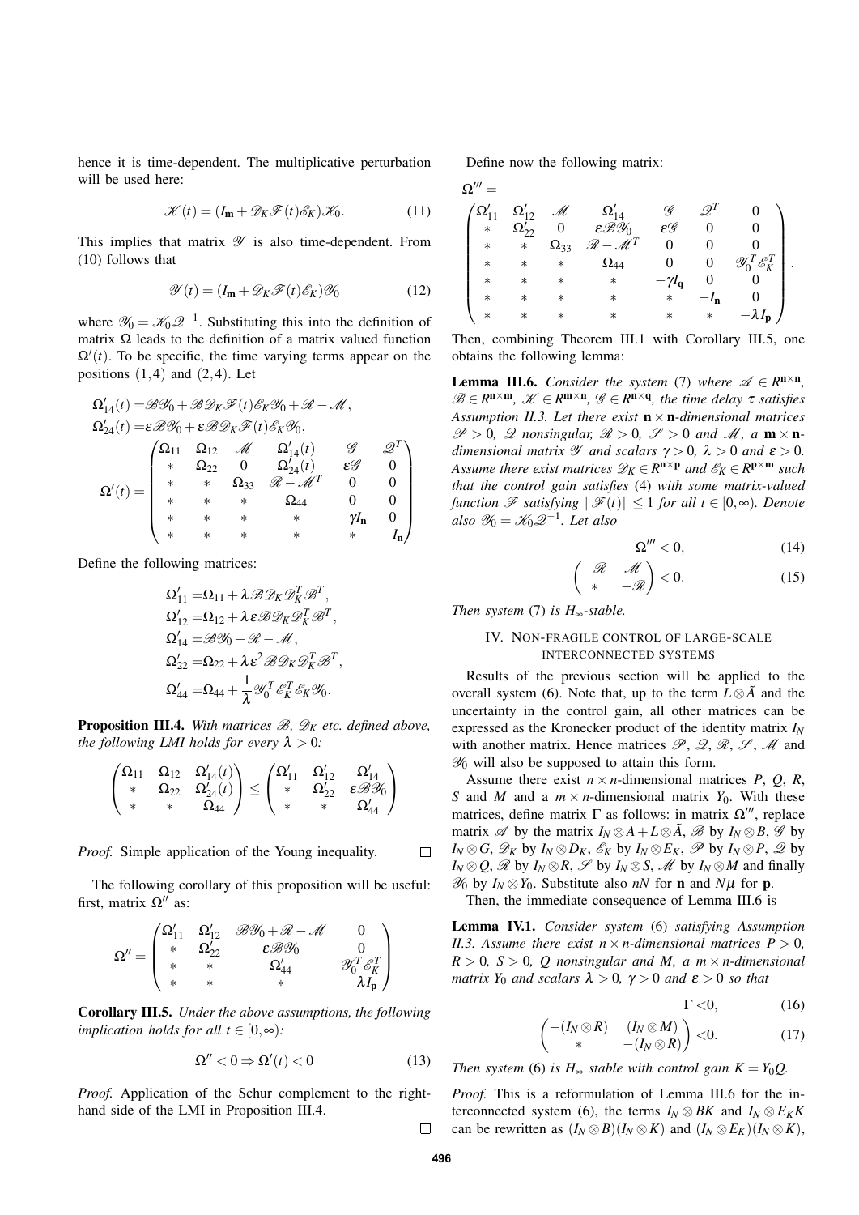hence it is time-dependent. The multiplicative perturbation will be used here:

$$\mathscr{K}(t) = (I_\mathbf{m} + \mathscr{D}_K \mathscr{F}(t)\mathscr{E}_K)\mathscr{K}_0. \tag{11}$$

This implies that matrix $\mathscr{Y}$ is also time-dependent. From (10) follows that

$$\mathscr{Y}(t) = (I_\mathbf{m} + \mathscr{D}_K \mathscr{F}(t)\mathscr{E}_K)\mathscr{Y}_0 \tag{12}$$

where $\mathscr{Y}_0 = \mathscr{K}_0\mathscr{Q}^{-1}$. Substituting this into the definition of matrix $\Omega$ leads to the definition of a matrix valued function $\Omega'(t)$. To be specific, the time varying terms appear on the positions $(1,4)$ and $(2,4)$. Let

$$\begin{aligned}
\Omega'_{14}(t) =& \mathscr{B}\mathscr{Y}_0 + \mathscr{B}\mathscr{D}_K\mathscr{F}(t)\mathscr{E}_K\mathscr{Y}_0 + \mathscr{R} - \mathscr{M},\\
\Omega'_{24}(t) =& \varepsilon\mathscr{B}\mathscr{Y}_0 + \varepsilon\mathscr{B}\mathscr{D}_K\mathscr{F}(t)\mathscr{E}_K\mathscr{Y}_0,\\
\Omega'(t) =& \begin{pmatrix}
\Omega_{11} & \Omega_{12} & \mathscr{M} & \Omega'_{14}(t) & \mathscr{G} & \mathscr{Q}^T\\
* & \Omega_{22} & 0 & \Omega'_{24}(t) & \varepsilon\mathscr{G} & 0\\
* & * & \Omega_{33} & \mathscr{R}-\mathscr{M}^T & 0 & 0\\
* & * & * & \Omega_{44} & 0 & 0\\
* & * & * & * & -\gamma I_\mathbf{n} & 0\\
* & * & * & * & * & -I_\mathbf{n}
\end{pmatrix}
\end{aligned}$$

Define the following matrices:

$$\begin{aligned}
\Omega'_{11} =& \Omega_{11} + \lambda\mathscr{B}\mathscr{D}_K\mathscr{D}_K^T\mathscr{B}^T,\\
\Omega'_{12} =& \Omega_{12} + \lambda\varepsilon\mathscr{B}\mathscr{D}_K\mathscr{D}_K^T\mathscr{B}^T,\\
\Omega'_{14} =& \mathscr{B}\mathscr{Y}_0 + \mathscr{R} - \mathscr{M},\\
\Omega'_{22} =& \Omega_{22} + \lambda\varepsilon^2\mathscr{B}\mathscr{D}_K\mathscr{D}_K^T\mathscr{B}^T,\\
\Omega'_{44} =& \Omega_{44} + \frac{1}{\lambda}\mathscr{Y}_0^T\mathscr{E}_K^T\mathscr{E}_K\mathscr{Y}_0.
\end{aligned}$$

**Proposition III.4.** *With matrices $\mathscr{B}$, $\mathscr{D}_K$ etc. defined above, the following LMI holds for every $\lambda > 0$:*

$$\begin{pmatrix}
\Omega_{11} & \Omega_{12} & \Omega'_{14}(t)\\
* & \Omega_{22} & \Omega'_{24}(t)\\
* & * & \Omega_{44}
\end{pmatrix} \leq \begin{pmatrix}
\Omega'_{11} & \Omega'_{12} & \Omega'_{14}\\
* & \Omega'_{22} & \varepsilon\mathscr{B}\mathscr{Y}_0\\
* & * & \Omega'_{44}
\end{pmatrix}$$

*Proof.* Simple application of the Young inequality. □

The following corollary of this proposition will be useful: first, matrix $\Omega''$ as:

$$\Omega'' = \begin{pmatrix}
\Omega'_{11} & \Omega'_{12} & \mathscr{B}\mathscr{Y}_0 + \mathscr{R} - \mathscr{M} & 0\\
* & \Omega'_{22} & \varepsilon\mathscr{B}\mathscr{Y}_0 & 0\\
* & * & \Omega'_{44} & \mathscr{Y}_0^T\mathscr{E}_K^T\\
* & * & * & -\lambda I_\mathbf{p}
\end{pmatrix}$$

**Corollary III.5.** *Under the above assumptions, the following implication holds for all $t \in [0,\infty)$:*

$$\Omega'' < 0 \Rightarrow \Omega'(t) < 0 \tag{13}$$

*Proof.* Application of the Schur complement to the right-hand side of the LMI in Proposition III.4. □

Define now the following matrix:

$$\Omega''' = \begin{pmatrix}
\Omega'_{11} & \Omega'_{12} & \mathscr{M} & \Omega'_{14} & \mathscr{G} & \mathscr{Q}^T & 0\\
* & \Omega'_{22} & 0 & \varepsilon\mathscr{B}\mathscr{Y}_0 & \varepsilon\mathscr{G} & 0 & 0\\
* & * & \Omega_{33} & \mathscr{R}-\mathscr{M}^T & 0 & 0 & 0\\
* & * & * & \Omega_{44} & 0 & 0 & \mathscr{Y}_0^T\mathscr{E}_K^T\\
* & * & * & * & -\gamma I_\mathbf{q} & 0 & 0\\
* & * & * & * & * & -I_\mathbf{n} & 0\\
* & * & * & * & * & * & -\lambda I_\mathbf{p}
\end{pmatrix}.$$

Then, combining Theorem III.1 with Corollary III.5, one obtains the following lemma:

**Lemma III.6.** *Consider the system* (7) *where $\mathscr{A} \in R^{\mathbf{n}\times\mathbf{n}}$, $\mathscr{B} \in R^{\mathbf{n}\times\mathbf{m}}$, $\mathscr{K} \in R^{\mathbf{m}\times\mathbf{n}}$, $\mathscr{G} \in R^{\mathbf{n}\times\mathbf{q}}$, the time delay $\tau$ satisfies Assumption II.3. Let there exist $\mathbf{n}\times\mathbf{n}$-dimensional matrices $\mathscr{P} > 0$, $\mathscr{Q}$ nonsingular, $\mathscr{R} > 0$, $\mathscr{S} > 0$ and $\mathscr{M}$, a $\mathbf{m}\times\mathbf{n}$-dimensional matrix $\mathscr{Y}$ and scalars $\gamma > 0$, $\lambda > 0$ and $\varepsilon > 0$. Assume there exist matrices $\mathscr{D}_K \in R^{\mathbf{n}\times\mathbf{p}}$ and $\mathscr{E}_K \in R^{\mathbf{p}\times\mathbf{m}}$ such that the control gain satisfies* (4) *with some matrix-valued function $\mathscr{F}$ satisfying $\|\mathscr{F}(t)\| \leq 1$ for all $t \in [0,\infty)$. Denote also $\mathscr{Y}_0 = \mathscr{K}_0\mathscr{Q}^{-1}$. Let also*

$$\Omega''' < 0, \tag{14}$$

$$\begin{pmatrix} -\mathscr{R} & \mathscr{M}\\ * & -\mathscr{R}\end{pmatrix} < 0. \tag{15}$$

*Then system* (7) *is $H_\infty$-stable.*

## IV. NON-FRAGILE CONTROL OF LARGE-SCALE INTERCONNECTED SYSTEMS

Results of the previous section will be applied to the overall system (6). Note that, up to the term $L\otimes\tilde{A}$ and the uncertainty in the control gain, all other matrices can be expressed as the Kronecker product of the identity matrix $I_N$ with another matrix. Hence matrices $\mathscr{P}$, $\mathscr{Q}$, $\mathscr{R}$, $\mathscr{S}$, $\mathscr{M}$ and $\mathscr{Y}_0$ will also be supposed to attain this form.

Assume there exist $n\times n$-dimensional matrices $P$, $Q$, $R$, $S$ and $M$ and a $m\times n$-dimensional matrix $Y_0$. With these matrices, define matrix $\Gamma$ as follows: in matrix $\Omega'''$, replace matrix $\mathscr{A}$ by the matrix $I_N\otimes A + L\otimes\tilde{A}$, $\mathscr{B}$ by $I_N\otimes B$, $\mathscr{G}$ by $I_N\otimes G$, $\mathscr{D}_K$ by $I_N\otimes D_K$, $\mathscr{E}_K$ by $I_N\otimes E_K$, $\mathscr{P}$ by $I_N\otimes P$, $\mathscr{Q}$ by $I_N\otimes Q$, $\mathscr{R}$ by $I_N\otimes R$, $\mathscr{S}$ by $I_N\otimes S$, $\mathscr{M}$ by $I_N\otimes M$ and finally $\mathscr{Y}_0$ by $I_N\otimes Y_0$. Substitute also $nN$ for $\mathbf{n}$ and $N\mu$ for $\mathbf{p}$.

Then, the immediate consequence of Lemma III.6 is

**Lemma IV.1.** *Consider system* (6) *satisfying Assumption II.3. Assume there exist $n\times n$-dimensional matrices $P > 0$, $R > 0$, $S > 0$, $Q$ nonsingular and $M$, a $m\times n$-dimensional matrix $Y_0$ and scalars $\lambda > 0$, $\gamma > 0$ and $\varepsilon > 0$ so that*

$$\Gamma < 0, \tag{16}$$

$$\begin{pmatrix} -(I_N\otimes R) & (I_N\otimes M)\\ * & -(I_N\otimes R)\end{pmatrix} < 0. \tag{17}$$

*Then system* (6) *is $H_\infty$ stable with control gain $K = Y_0Q$.*

*Proof.* This is a reformulation of Lemma III.6 for the interconnected system (6), the terms $I_N\otimes BK$ and $I_N\otimes E_KK$ can be rewritten as $(I_N\otimes B)(I_N\otimes K)$ and $(I_N\otimes E_K)(I_N\otimes K)$,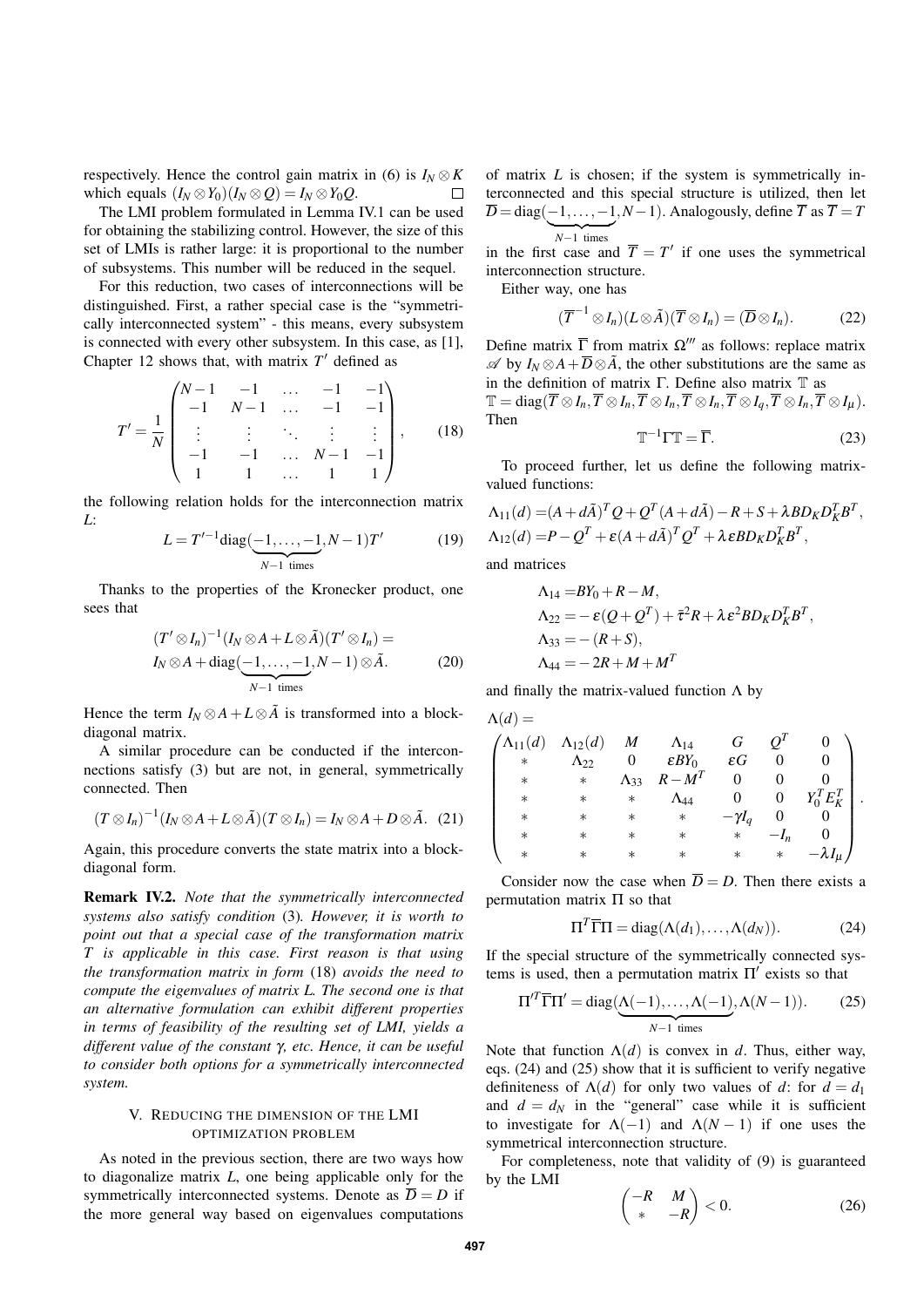respectively. Hence the control gain matrix in (6) is $I_N \otimes K$ which equals $(I_N \otimes Y_0)(I_N \otimes Q) = I_N \otimes Y_0 Q$. $\square$

The LMI problem formulated in Lemma IV.1 can be used for obtaining the stabilizing control. However, the size of this set of LMIs is rather large: it is proportional to the number of subsystems. This number will be reduced in the sequel.

For this reduction, two cases of interconnections will be distinguished. First, a rather special case is the "symmetrically interconnected system" - this means, every subsystem is connected with every other subsystem. In this case, as [1], Chapter 12 shows that, with matrix $T'$ defined as

$$T' = \frac{1}{N}\begin{pmatrix} N-1 & -1 & \dots & -1 & -1 \\ -1 & N-1 & \dots & -1 & -1 \\ \vdots & \vdots & \ddots & \vdots & \vdots \\ -1 & -1 & \dots & N-1 & -1 \\ 1 & 1 & \dots & 1 & 1 \end{pmatrix}, \tag{18}$$

the following relation holds for the interconnection matrix $L$:

$$L = T'^{-1}\mathrm{diag}(\underbrace{-1,\dots,-1}_{N-1 \text{ times}}, N-1)T' \tag{19}$$

Thanks to the properties of the Kronecker product, one sees that

$$\begin{aligned}&(T' \otimes I_n)^{-1}(I_N \otimes A + L \otimes \tilde{A})(T' \otimes I_n) = \\ &I_N \otimes A + \mathrm{diag}(\underbrace{-1,\dots,-1}_{N-1 \text{ times}}, N-1) \otimes \tilde{A}.\end{aligned} \tag{20}$$

Hence the term $I_N \otimes A + L \otimes \tilde{A}$ is transformed into a block-diagonal matrix.

A similar procedure can be conducted if the interconnections satisfy (3) but are not, in general, symmetrically connected. Then

$$(T \otimes I_n)^{-1}(I_N \otimes A + L \otimes \tilde{A})(T \otimes I_n) = I_N \otimes A + D \otimes \tilde{A}. \tag{21}$$

Again, this procedure converts the state matrix into a block-diagonal form.

**Remark IV.2.** *Note that the symmetrically interconnected systems also satisfy condition* (3)*. However, it is worth to point out that a special case of the transformation matrix $T$ is applicable in this case. First reason is that using the transformation matrix in form* (18) *avoids the need to compute the eigenvalues of matrix $L$. The second one is that an alternative formulation can exhibit different properties in terms of feasibility of the resulting set of LMI, yields a different value of the constant $\gamma$, etc. Hence, it can be useful to consider both options for a symmetrically interconnected system.*

## V. Reducing the dimension of the LMI optimization problem

As noted in the previous section, there are two ways how to diagonalize matrix $L$, one being applicable only for the symmetrically interconnected systems. Denote as $\overline{D} = D$ if the more general way based on eigenvalues computations of matrix $L$ is chosen; if the system is symmetrically interconnected and this special structure is utilized, then let $\overline{D} = \mathrm{diag}(\underbrace{-1,\dots,-1}_{N-1 \text{ times}}, N-1)$. Analogously, define $\overline{T}$ as $\overline{T} = T$ in the first case and $\overline{T} = T'$ if one uses the symmetrical interconnection structure.

Either way, one has

$$(\overline{T}^{-1} \otimes I_n)(L \otimes \tilde{A})(\overline{T} \otimes I_n) = (\overline{D} \otimes I_n). \tag{22}$$

Define matrix $\overline{\Gamma}$ from matrix $\Omega'''$ as follows: replace matrix $\mathscr{A}$ by $I_N \otimes A + \overline{D} \otimes \tilde{A}$, the other substitutions are the same as in the definition of matrix $\Gamma$. Define also matrix $\mathbb{T}$ as $\mathbb{T} = \mathrm{diag}(\overline{T} \otimes I_n, \overline{T} \otimes I_n, \overline{T} \otimes I_n, \overline{T} \otimes I_n, \overline{T} \otimes I_q, \overline{T} \otimes I_n, \overline{T} \otimes I_\mu)$. Then

$$\mathbb{T}^{-1}\Gamma\mathbb{T} = \overline{\Gamma}. \tag{23}$$

To proceed further, let us define the following matrix-valued functions:

$$\begin{aligned}\Lambda_{11}(d) =& (A + d\tilde{A})^T Q + Q^T(A + d\tilde{A}) - R + S + \lambda B D_K D_K^T B^T, \\ \Lambda_{12}(d) =& P - Q^T + \varepsilon(A + d\tilde{A})^T Q^T + \lambda \varepsilon B D_K D_K^T B^T,\end{aligned}$$

and matrices

$$\begin{aligned}\Lambda_{14} =& BY_0 + R - M, \\ \Lambda_{22} =& -\varepsilon(Q + Q^T) + \bar{\tau}^2 R + \lambda \varepsilon^2 B D_K D_K^T B^T, \\ \Lambda_{33} =& -(R + S), \\ \Lambda_{44} =& -2R + M + M^T\end{aligned}$$

and finally the matrix-valued function $\Lambda$ by

$$\Lambda(d) = \begin{pmatrix} \Lambda_{11}(d) & \Lambda_{12}(d) & M & \Lambda_{14} & G & Q^T & 0 \\ * & \Lambda_{22} & 0 & \varepsilon BY_0 & \varepsilon G & 0 & 0 \\ * & * & \Lambda_{33} & R - M^T & 0 & 0 & 0 \\ * & * & * & \Lambda_{44} & 0 & 0 & Y_0^T E_K^T \\ * & * & * & * & -\gamma I_q & 0 & 0 \\ * & * & * & * & * & -I_n & 0 \\ * & * & * & * & * & * & -\lambda I_\mu \end{pmatrix}.$$

Consider now the case when $\overline{D} = D$. Then there exists a permutation matrix $\Pi$ so that

$$\Pi^T \overline{\Gamma} \Pi = \mathrm{diag}(\Lambda(d_1), \dots, \Lambda(d_N)). \tag{24}$$

If the special structure of the symmetrically connected systems is used, then a permutation matrix $\Pi'$ exists so that

$$\Pi'^T \overline{\Gamma} \Pi' = \mathrm{diag}(\underbrace{\Lambda(-1), \dots, \Lambda(-1)}_{N-1 \text{ times}}, \Lambda(N-1)). \tag{25}$$

Note that function $\Lambda(d)$ is convex in $d$. Thus, either way, eqs. (24) and (25) show that it is sufficient to verify negative definiteness of $\Lambda(d)$ for only two values of $d$: for $d = d_1$ and $d = d_N$ in the "general" case while it is sufficient to investigate for $\Lambda(-1)$ and $\Lambda(N-1)$ if one uses the symmetrical interconnection structure.

For completeness, note that validity of (9) is guaranteed by the LMI

$$\begin{pmatrix} -R & M \\ * & -R \end{pmatrix} < 0. \tag{26}$$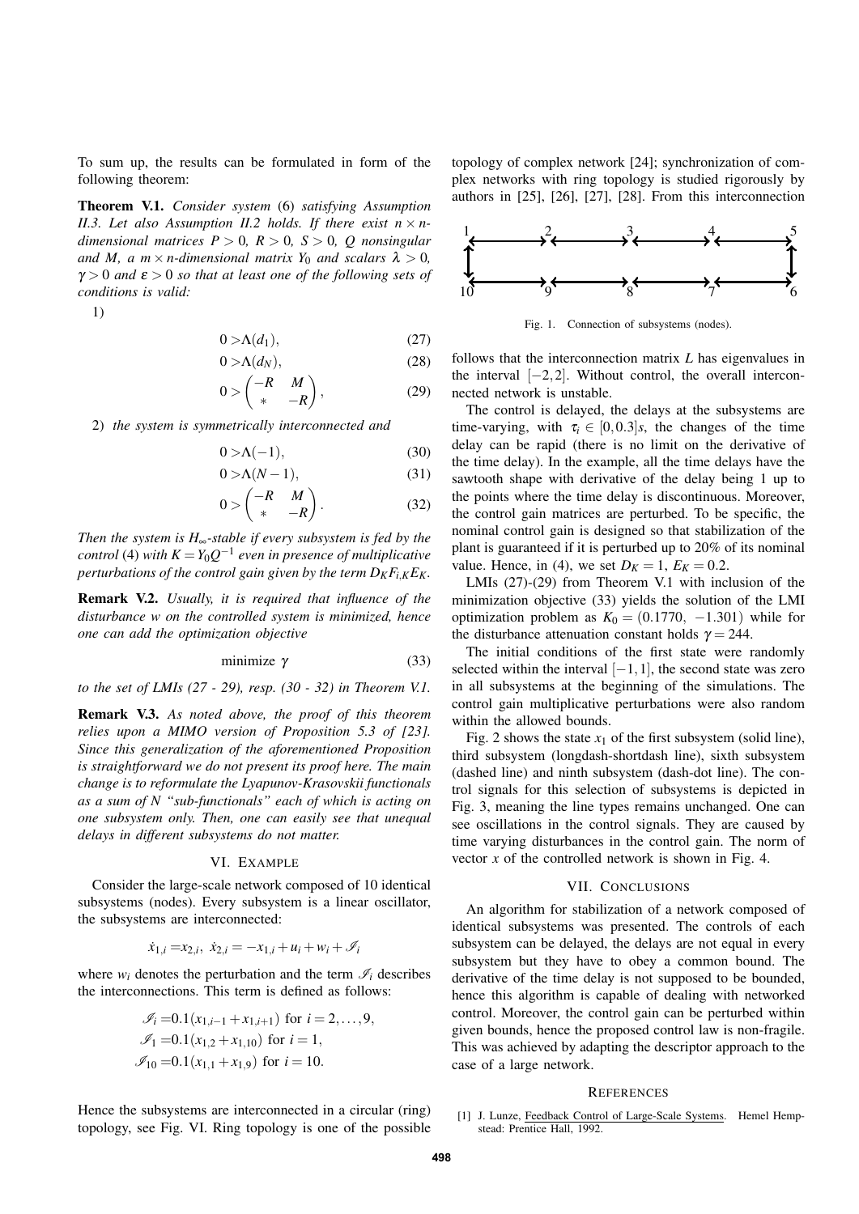To sum up, the results can be formulated in form of the following theorem:

**Theorem V.1.** *Consider system* (6) *satisfying Assumption II.3. Let also Assumption II.2 holds. If there exist $n \times n$-dimensional matrices $P > 0$, $R > 0$, $S > 0$, $Q$ nonsingular and $M$, a $m \times n$-dimensional matrix $Y_0$ and scalars $\lambda > 0$, $\gamma > 0$ and $\varepsilon > 0$ so that at least one of the following sets of conditions is valid:*

1)

$$0 > \Lambda(d_1), \tag{27}$$

$$0 > \Lambda(d_N), \tag{28}$$

$$0 > \begin{pmatrix} -R & M \\ * & -R \end{pmatrix}, \tag{29}$$

2) *the system is symmetrically interconnected and*

$$0 > \Lambda(-1), \tag{30}$$

$$0 > \Lambda(N-1), \tag{31}$$

$$0 > \begin{pmatrix} -R & M \\ * & -R \end{pmatrix}. \tag{32}$$

*Then the system is $H_\infty$-stable if every subsystem is fed by the control* (4) *with $K = Y_0 Q^{-1}$ even in presence of multiplicative perturbations of the control gain given by the term $D_K F_{i,K} E_K$.*

**Remark V.2.** *Usually, it is required that influence of the disturbance $w$ on the controlled system is minimized, hence one can add the optimization objective*

$$\text{minimize } \gamma \tag{33}$$

*to the set of LMIs (27 - 29), resp. (30 - 32) in Theorem V.1.*

**Remark V.3.** *As noted above, the proof of this theorem relies upon a MIMO version of Proposition 5.3 of [23]. Since this generalization of the aforementioned Proposition is straightforward we do not present its proof here. The main change is to reformulate the Lyapunov-Krasovskii functionals as a sum of $N$ "sub-functionals" each of which is acting on one subsystem only. Then, one can easily see that unequal delays in different subsystems do not matter.*

## VI. Example

Consider the large-scale network composed of 10 identical subsystems (nodes). Every subsystem is a linear oscillator, the subsystems are interconnected:

$$\dot{x}_{1,i} = x_{2,i}, \; \dot{x}_{2,i} = -x_{1,i} + u_i + w_i + \mathscr{I}_i$$

where $w_i$ denotes the perturbation and the term $\mathscr{I}_i$ describes the interconnections. This term is defined as follows:

$$\mathscr{I}_i = 0.1(x_{1,i-1} + x_{1,i+1}) \text{ for } i = 2, \ldots, 9,$$
$$\mathscr{I}_1 = 0.1(x_{1,2} + x_{1,10}) \text{ for } i = 1,$$
$$\mathscr{I}_{10} = 0.1(x_{1,1} + x_{1,9}) \text{ for } i = 10.$$

Hence the subsystems are interconnected in a circular (ring) topology, see Fig. VI. Ring topology is one of the possible topology of complex network [24]; synchronization of complex networks with ring topology is studied rigorously by authors in [25], [26], [27], [28]. From this interconnection

1 2 3 4 5
10 9 8 7 6

Fig. 1. Connection of subsystems (nodes).

follows that the interconnection matrix $L$ has eigenvalues in the interval $[-2,2]$. Without control, the overall interconnected network is unstable.

The control is delayed, the delays at the subsystems are time-varying, with $\tau_i \in [0, 0.3]s$, the changes of the time delay can be rapid (there is no limit on the derivative of the time delay). In the example, all the time delays have the sawtooth shape with derivative of the delay being 1 up to the points where the time delay is discontinuous. Moreover, the control gain matrices are perturbed. To be specific, the nominal control gain is designed so that stabilization of the plant is guaranteed if it is perturbed up to 20% of its nominal value. Hence, in (4), we set $D_K = 1$, $E_K = 0.2$.

LMIs (27)-(29) from Theorem V.1 with inclusion of the minimization objective (33) yields the solution of the LMI optimization problem as $K_0 = (0.1770, \; -1.301)$ while for the disturbance attenuation constant holds $\gamma = 244$.

The initial conditions of the first state were randomly selected within the interval $[-1, 1]$, the second state was zero in all subsystems at the beginning of the simulations. The control gain multiplicative perturbations were also random within the allowed bounds.

Fig. 2 shows the state $x_1$ of the first subsystem (solid line), third subsystem (longdash-shortdash line), sixth subsystem (dashed line) and ninth subsystem (dash-dot line). The control signals for this selection of subsystems is depicted in Fig. 3, meaning the line types remains unchanged. One can see oscillations in the control signals. They are caused by time varying disturbances in the control gain. The norm of vector $x$ of the controlled network is shown in Fig. 4.

## VII. Conclusions

An algorithm for stabilization of a network composed of identical subsystems was presented. The controls of each subsystem can be delayed, the delays are not equal in every subsystem but they have to obey a common bound. The derivative of the time delay is not supposed to be bounded, hence this algorithm is capable of dealing with networked control. Moreover, the control gain can be perturbed within given bounds, hence the proposed control law is non-fragile. This was achieved by adapting the descriptor approach to the case of a large network.

## References

[1] J. Lunze, Feedback Control of Large-Scale Systems. Hemel Hempstead: Prentice Hall, 1992.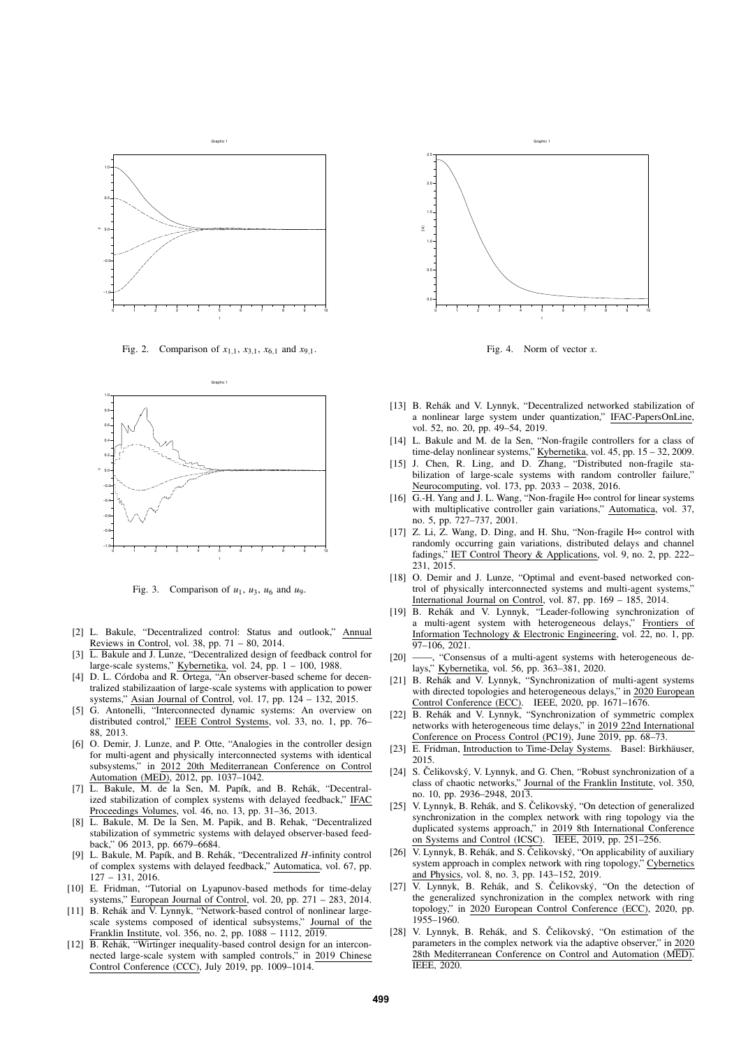Graphic 1

1.0
0.5
0.0
−0.5
−1.0
y
0 1 2 3 4 5 6 7 8 9 10
t

Fig. 2. Comparison of $x_{1,1}$, $x_{3,1}$, $x_{6,1}$ and $x_{9,1}$.

Graphic 1

1.0
0.8
0.6
0.4
0.2
0.0
−0.2
−0.4
−0.6
−0.8
−1.0
u
0 1 2 3 4 5 6 7 8 9 10
t

Fig. 3. Comparison of $u_1$, $u_3$, $u_6$ and $u_9$.

Graphic 1

2.5
2.0
1.5
1.0
0.5
0.0
|x|
0 1 2 3 4 5 6 7 8 9 10
t

Fig. 4. Norm of vector $x$.

[2] L. Bakule, "Decentralized control: Status and outlook," Annual Reviews in Control, vol. 38, pp. 71 – 80, 2014.

[3] L. Bakule and J. Lunze, "Decentralized design of feedback control for large-scale systems," Kybernetika, vol. 24, pp. 1 – 100, 1988.

[4] D. L. Córdoba and R. Ortega, "An observer-based scheme for decentralized stabilizaation of large-scale systems with application to power systems," Asian Journal of Control, vol. 17, pp. 124 – 132, 2015.

[5] G. Antonelli, "Interconnected dynamic systems: An overview on distributed control," IEEE Control Systems, vol. 33, no. 1, pp. 76–88, 2013.

[6] O. Demir, J. Lunze, and P. Otte, "Analogies in the controller design for multi-agent and physically interconnected systems with identical subsystems," in 2012 20th Mediterranean Conference on Control Automation (MED), 2012, pp. 1037–1042.

[7] L. Bakule, M. de la Sen, M. Papík, and B. Rehák, "Decentralized stabilization of complex systems with delayed feedback," IFAC Proceedings Volumes, vol. 46, no. 13, pp. 31–36, 2013.

[8] L. Bakule, M. De La Sen, M. Papik, and B. Rehak, "Decentralized stabilization of symmetric systems with delayed observer-based feedback," 06 2013, pp. 6679–6684.

[9] L. Bakule, M. Papík, and B. Rehák, "Decentralized $H$-infinity control of complex systems with delayed feedback," Automatica, vol. 67, pp. 127 – 131, 2016.

[10] E. Fridman, "Tutorial on Lyapunov-based methods for time-delay systems," European Journal of Control, vol. 20, pp. 271 – 283, 2014.

[11] B. Rehák and V. Lynnyk, "Network-based control of nonlinear large-scale systems composed of identical subsystems," Journal of the Franklin Institute, vol. 356, no. 2, pp. 1088 – 1112, 2019.

[12] B. Rehák, "Wirtinger inequality-based control design for an interconnected large-scale system with sampled controls," in 2019 Chinese Control Conference (CCC), July 2019, pp. 1009–1014.

[13] B. Rehák and V. Lynnyk, "Decentralized networked stabilization of a nonlinear large system under quantization," IFAC-PapersOnLine, vol. 52, no. 20, pp. 49–54, 2019.

[14] L. Bakule and M. de la Sen, "Non-fragile controllers for a class of time-delay nonlinear systems," Kybernetika, vol. 45, pp. 15 – 32, 2009.

[15] J. Chen, R. Ling, and D. Zhang, "Distributed non-fragile stabilization of large-scale systems with random controller failure," Neurocomputing, vol. 173, pp. 2033 – 2038, 2016.

[16] G.-H. Yang and J. L. Wang, "Non-fragile H∞ control for linear systems with multiplicative controller gain variations," Automatica, vol. 37, no. 5, pp. 727–737, 2001.

[17] Z. Li, Z. Wang, D. Ding, and H. Shu, "Non-fragile H∞ control with randomly occurring gain variations, distributed delays and channel fadings," IET Control Theory & Applications, vol. 9, no. 2, pp. 222–231, 2015.

[18] O. Demir and J. Lunze, "Optimal and event-based networked control of physically interconnected systems and multi-agent systems," International Journal on Control, vol. 87, pp. 169 – 185, 2014.

[19] B. Rehák and V. Lynnyk, "Leader-following synchronization of a multi-agent system with heterogeneous delays," Frontiers of Information Technology & Electronic Engineering, vol. 22, no. 1, pp. 97–106, 2021.

[20] ——, "Consensus of a multi-agent systems with heterogeneous delays," Kybernetika, vol. 56, pp. 363–381, 2020.

[21] B. Rehák and V. Lynnyk, "Synchronization of multi-agent systems with directed topologies and heterogeneous delays," in 2020 European Control Conference (ECC). IEEE, 2020, pp. 1671–1676.

[22] B. Rehák and V. Lynnyk, "Synchronization of symmetric complex networks with heterogeneous time delays," in 2019 22nd International Conference on Process Control (PC19), June 2019, pp. 68–73.

[23] E. Fridman, Introduction to Time-Delay Systems. Basel: Birkhäuser, 2015.

[24] S. Čelikovský, V. Lynnyk, and G. Chen, "Robust synchronization of a class of chaotic networks," Journal of the Franklin Institute, vol. 350, no. 10, pp. 2936–2948, 2013.

[25] V. Lynnyk, B. Rehák, and S. Čelikovský, "On detection of generalized synchronization in the complex network with ring topology via the duplicated systems approach," in 2019 8th International Conference on Systems and Control (ICSC). IEEE, 2019, pp. 251–256.

[26] V. Lynnyk, B. Rehák, and S. Čelikovský, "On applicability of auxiliary system approach in complex network with ring topology," Cybernetics and Physics, vol. 8, no. 3, pp. 143–152, 2019.

[27] V. Lynnyk, B. Rehák, and S. Čelikovský, "On the detection of the generalized synchronization in the complex network with ring topology," in 2020 European Control Conference (ECC), 2020, pp. 1955–1960.

[28] V. Lynnyk, B. Rehák, and S. Čelikovský, "On estimation of the parameters in the complex network via the adaptive observer," in 2020 28th Mediterranean Conference on Control and Automation (MED). IEEE, 2020.